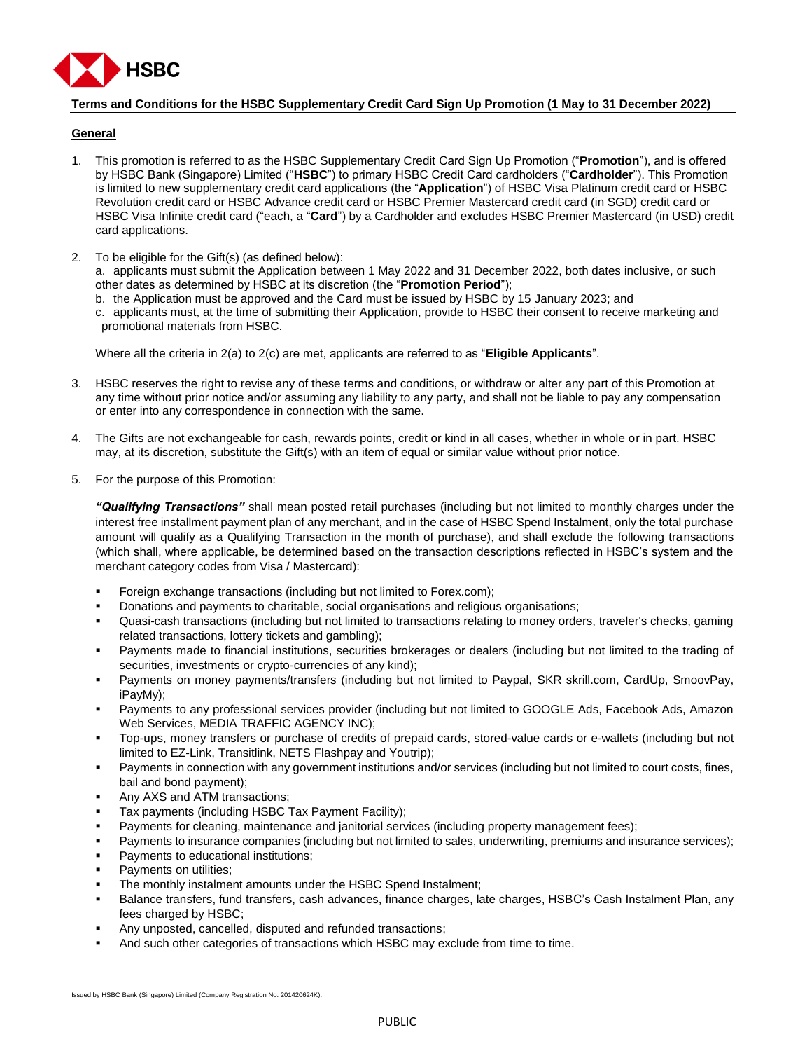HSBC

# Terms and Conditions for the HSBC Supplementary Credit Card Sign Up Promotion (1 May to 31 December 2022)

## General

1. This promotion is referred to as the HSBC Supplementary Credit Card Sign Up Promotion ("**Promotion**"), and is offered by HSBC Bank (Singapore) Limited ("**HSBC**") to primary HSBC Credit Card cardholders ("**Cardholder**"). This Promotion is limited to new supplementary credit card applications (the "**Application**") of HSBC Visa Platinum credit card or HSBC Revolution credit card or HSBC Advance credit card or HSBC Premier Mastercard credit card (in SGD) credit card or HSBC Visa Infinite credit card ("each, a "**Card**") by a Cardholder and excludes HSBC Premier Mastercard (in USD) credit card applications.

2. To be eligible for the Gift(s) (as defined below):

   a. applicants must submit the Application between 1 May 2022 and 31 December 2022, both dates inclusive, or such other dates as determined by HSBC at its discretion (the "**Promotion Period**");

   b. the Application must be approved and the Card must be issued by HSBC by 15 January 2023; and

   c. applicants must, at the time of submitting their Application, provide to HSBC their consent to receive marketing and promotional materials from HSBC.

   Where all the criteria in 2(a) to 2(c) are met, applicants are referred to as "**Eligible Applicants**".

3. HSBC reserves the right to revise any of these terms and conditions, or withdraw or alter any part of this Promotion at any time without prior notice and/or assuming any liability to any party, and shall not be liable to pay any compensation or enter into any correspondence in connection with the same.

4. The Gifts are not exchangeable for cash, rewards points, credit or kind in all cases, whether in whole or in part. HSBC may, at its discretion, substitute the Gift(s) with an item of equal or similar value without prior notice.

5. For the purpose of this Promotion:

   ***"Qualifying Transactions"*** shall mean posted retail purchases (including but not limited to monthly charges under the interest free installment payment plan of any merchant, and in the case of HSBC Spend Instalment, only the total purchase amount will qualify as a Qualifying Transaction in the month of purchase), and shall exclude the following transactions (which shall, where applicable, be determined based on the transaction descriptions reflected in HSBC's system and the merchant category codes from Visa / Mastercard):

   - Foreign exchange transactions (including but not limited to Forex.com);
   - Donations and payments to charitable, social organisations and religious organisations;
   - Quasi-cash transactions (including but not limited to transactions relating to money orders, traveler's checks, gaming related transactions, lottery tickets and gambling);
   - Payments made to financial institutions, securities brokerages or dealers (including but not limited to the trading of securities, investments or crypto-currencies of any kind);
   - Payments on money payments/transfers (including but not limited to Paypal, SKR skrill.com, CardUp, SmoovPay, iPayMy);
   - Payments to any professional services provider (including but not limited to GOOGLE Ads, Facebook Ads, Amazon Web Services, MEDIA TRAFFIC AGENCY INC);
   - Top-ups, money transfers or purchase of credits of prepaid cards, stored-value cards or e-wallets (including but not limited to EZ-Link, Transitlink, NETS Flashpay and Youtrip);
   - Payments in connection with any government institutions and/or services (including but not limited to court costs, fines, bail and bond payment);
   - Any AXS and ATM transactions;
   - Tax payments (including HSBC Tax Payment Facility);
   - Payments for cleaning, maintenance and janitorial services (including property management fees);
   - Payments to insurance companies (including but not limited to sales, underwriting, premiums and insurance services);
   - Payments to educational institutions;
   - Payments on utilities;
   - The monthly instalment amounts under the HSBC Spend Instalment;
   - Balance transfers, fund transfers, cash advances, finance charges, late charges, HSBC's Cash Instalment Plan, any fees charged by HSBC;
   - Any unposted, cancelled, disputed and refunded transactions;
   - And such other categories of transactions which HSBC may exclude from time to time.

Issued by HSBC Bank (Singapore) Limited (Company Registration No. 201420624K).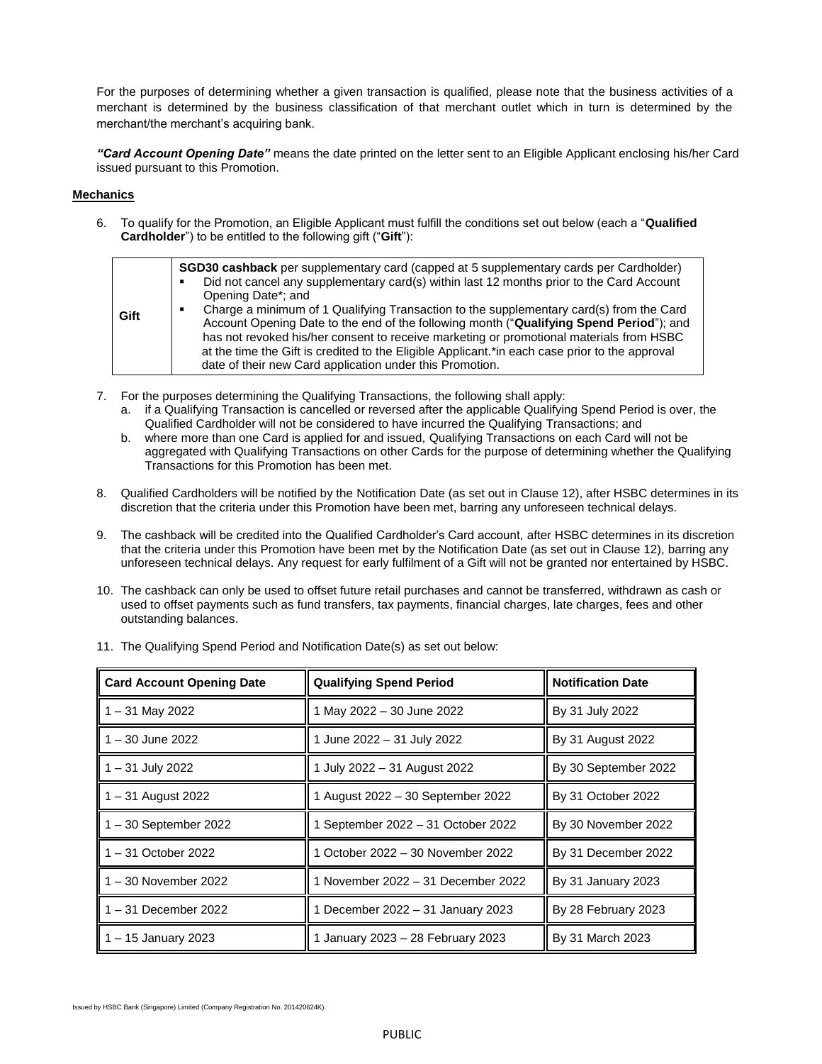For the purposes of determining whether a given transaction is qualified, please note that the business activities of a merchant is determined by the business classification of that merchant outlet which in turn is determined by the merchant/the merchant's acquiring bank.

***"Card Account Opening Date"*** means the date printed on the letter sent to an Eligible Applicant enclosing his/her Card issued pursuant to this Promotion.

**Mechanics**

6. To qualify for the Promotion, an Eligible Applicant must fulfill the conditions set out below (each a "**Qualified Cardholder**") to be entitled to the following gift ("**Gift**"):

| Gift | **SGD30 cashback** per supplementary card (capped at 5 supplementary cards per Cardholder)<br>▪ Did not cancel any supplementary card(s) within last 12 months prior to the Card Account Opening Date*; and<br>▪ Charge a minimum of 1 Qualifying Transaction to the supplementary card(s) from the Card Account Opening Date to the end of the following month ("**Qualifying Spend Period**"); and has not revoked his/her consent to receive marketing or promotional materials from HSBC at the time the Gift is credited to the Eligible Applicant.*in each case prior to the approval date of their new Card application under this Promotion. |
|---|---|

7. For the purposes determining the Qualifying Transactions, the following shall apply:
   a. if a Qualifying Transaction is cancelled or reversed after the applicable Qualifying Spend Period is over, the Qualified Cardholder will not be considered to have incurred the Qualifying Transactions; and
   b. where more than one Card is applied for and issued, Qualifying Transactions on each Card will not be aggregated with Qualifying Transactions on other Cards for the purpose of determining whether the Qualifying Transactions for this Promotion has been met.

8. Qualified Cardholders will be notified by the Notification Date (as set out in Clause 12), after HSBC determines in its discretion that the criteria under this Promotion have been met, barring any unforeseen technical delays.

9. The cashback will be credited into the Qualified Cardholder's Card account, after HSBC determines in its discretion that the criteria under this Promotion have been met by the Notification Date (as set out in Clause 12), barring any unforeseen technical delays. Any request for early fulfilment of a Gift will not be granted nor entertained by HSBC.

10. The cashback can only be used to offset future retail purchases and cannot be transferred, withdrawn as cash or used to offset payments such as fund transfers, tax payments, financial charges, late charges, fees and other outstanding balances.

11. The Qualifying Spend Period and Notification Date(s) as set out below:

| Card Account Opening Date | Qualifying Spend Period | Notification Date |
|---|---|---|
| 1 – 31 May 2022 | 1 May 2022 – 30 June 2022 | By 31 July 2022 |
| 1 – 30 June 2022 | 1 June 2022 – 31 July 2022 | By 31 August 2022 |
| 1 – 31 July 2022 | 1 July 2022 – 31 August 2022 | By 30 September 2022 |
| 1 – 31 August 2022 | 1 August 2022 – 30 September 2022 | By 31 October 2022 |
| 1 – 30 September 2022 | 1 September 2022 – 31 October 2022 | By 30 November 2022 |
| 1 – 31 October 2022 | 1 October 2022 – 30 November 2022 | By 31 December 2022 |
| 1 – 30 November 2022 | 1 November 2022 – 31 December 2022 | By 31 January 2023 |
| 1 – 31 December 2022 | 1 December 2022 – 31 January 2023 | By 28 February 2023 |
| 1 – 15 January 2023 | 1 January 2023 – 28 February 2023 | By 31 March 2023 |

Issued by HSBC Bank (Singapore) Limited (Company Registration No. 201420624K).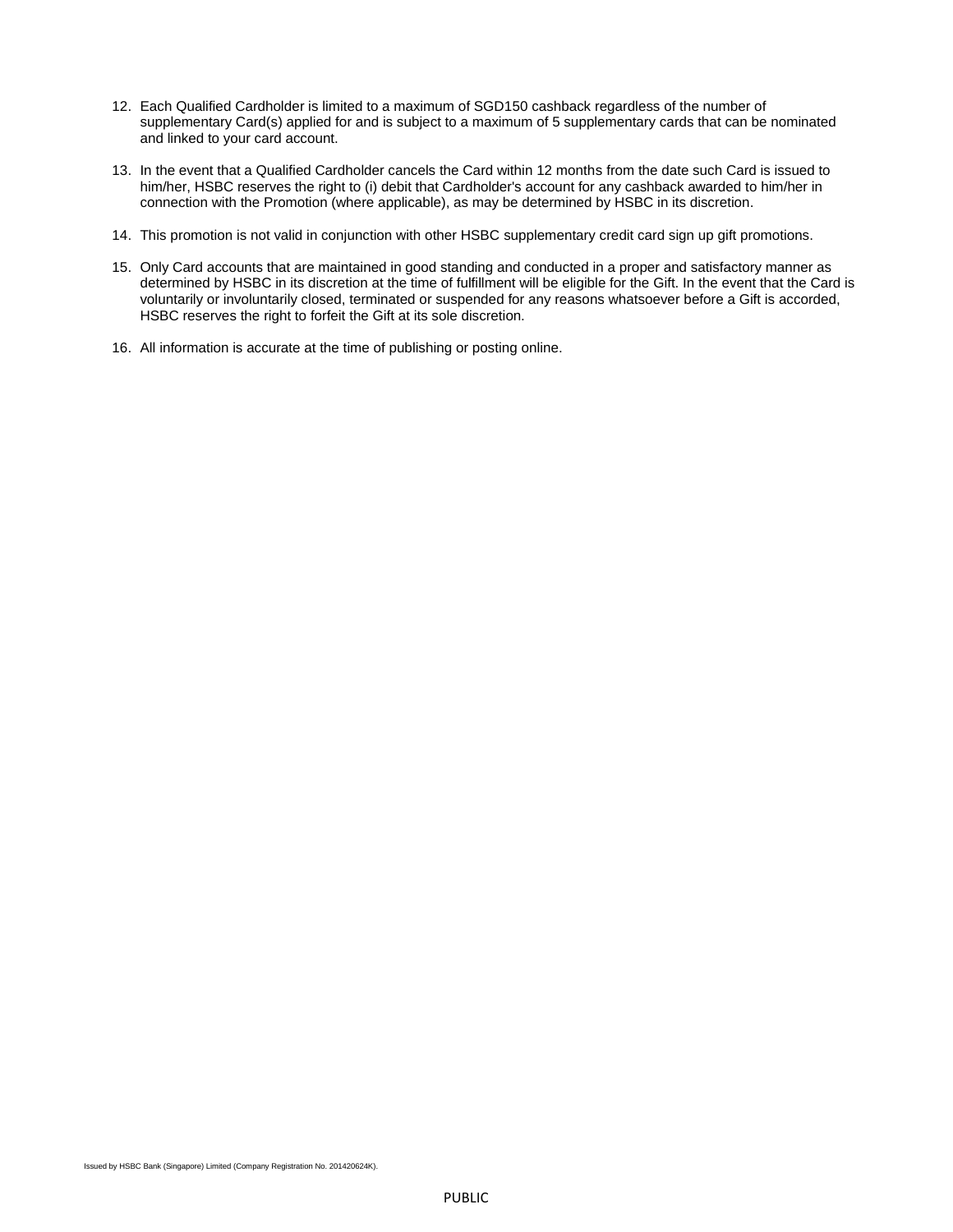12. Each Qualified Cardholder is limited to a maximum of SGD150 cashback regardless of the number of supplementary Card(s) applied for and is subject to a maximum of 5 supplementary cards that can be nominated and linked to your card account.

13. In the event that a Qualified Cardholder cancels the Card within 12 months from the date such Card is issued to him/her, HSBC reserves the right to (i) debit that Cardholder's account for any cashback awarded to him/her in connection with the Promotion (where applicable), as may be determined by HSBC in its discretion.

14. This promotion is not valid in conjunction with other HSBC supplementary credit card sign up gift promotions.

15. Only Card accounts that are maintained in good standing and conducted in a proper and satisfactory manner as determined by HSBC in its discretion at the time of fulfillment will be eligible for the Gift. In the event that the Card is voluntarily or involuntarily closed, terminated or suspended for any reasons whatsoever before a Gift is accorded, HSBC reserves the right to forfeit the Gift at its sole discretion.

16. All information is accurate at the time of publishing or posting online.

Issued by HSBC Bank (Singapore) Limited (Company Registration No. 201420624K).